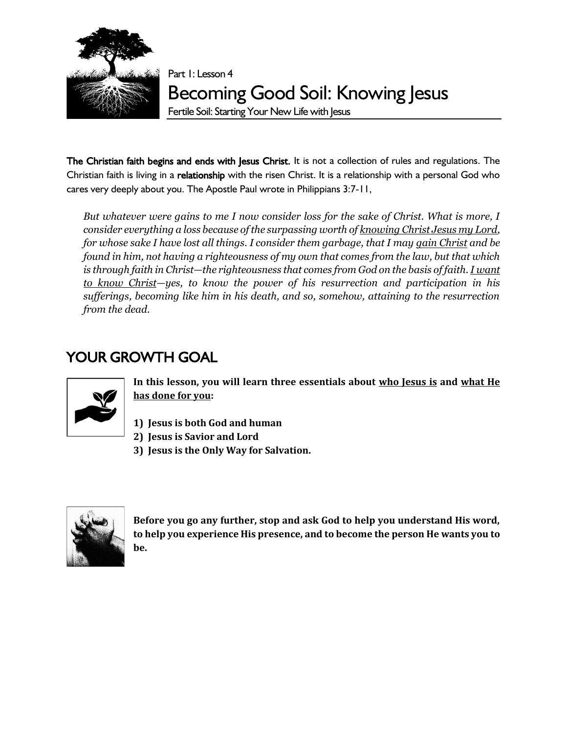Part 1: Lesson 4

# Becoming Good Soil: Knowing Jesus

Fertile Soil: Starting Your New Life with Jesus

**The Christian faith begins and ends with Jesus Christ.** It is not a collection of rules and regulations. The Christian faith is living in a **relationship** with the risen Christ. It is a relationship with a personal God who cares very deeply about you. The Apostle Paul wrote in Philippians 3:7-11,

> *But whatever were gains to me I now consider loss for the sake of Christ. What is more, I consider everything a loss because of the surpassing worth of <u>knowing Christ Jesus my Lord</u>, for whose sake I have lost all things. I consider them garbage, that I may <u>gain Christ</u> and be found in him, not having a righteousness of my own that comes from the law, but that which is through faith in Christ—the righteousness that comes from God on the basis of faith. <u>I want to know Christ</u>—yes, to know the power of his resurrection and participation in his sufferings, becoming like him in his death, and so, somehow, attaining to the resurrection from the dead.*

## YOUR GROWTH GOAL

**In this lesson, you will learn three essentials about <u>who Jesus is</u> and <u>what He has done for you</u>:**

1) **Jesus is both God and human**
2) **Jesus is Savior and Lord**
3) **Jesus is the Only Way for Salvation.**

**Before you go any further, stop and ask God to help you understand His word, to help you experience His presence, and to become the person He wants you to be.**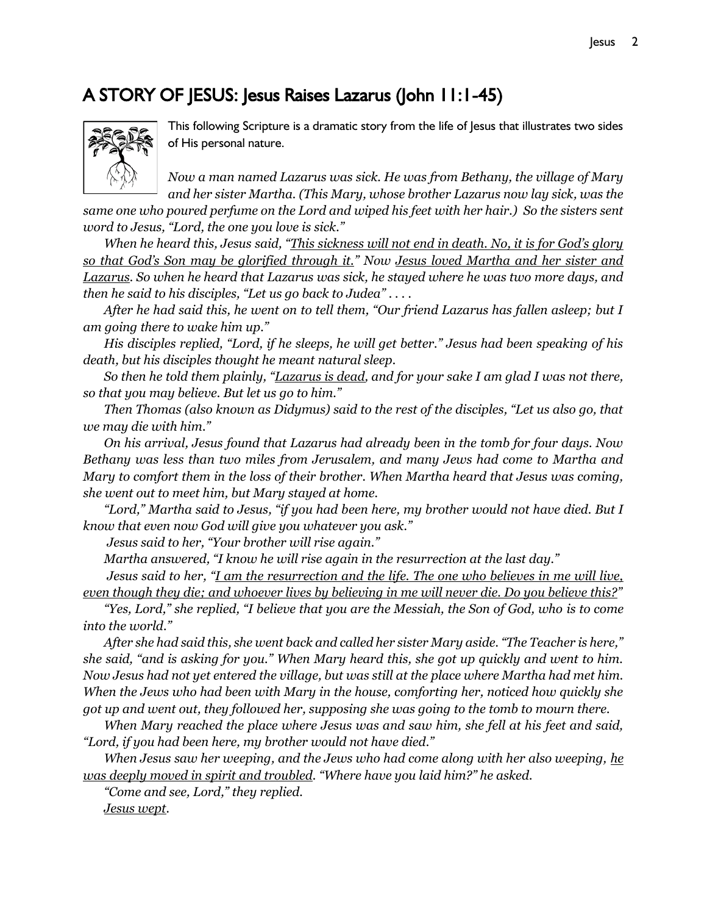## A STORY OF JESUS: Jesus Raises Lazarus (John 11:1-45)

This following Scripture is a dramatic story from the life of Jesus that illustrates two sides of His personal nature.

*Now a man named Lazarus was sick. He was from Bethany, the village of Mary and her sister Martha. (This Mary, whose brother Lazarus now lay sick, was the same one who poured perfume on the Lord and wiped his feet with her hair.) So the sisters sent word to Jesus, "Lord, the one you love is sick."*

*When he heard this, Jesus said, "<u>This sickness will not end in death. No, it is for God's glory so that God's Son may be glorified through it.</u>" Now <u>Jesus loved Martha and her sister and Lazarus</u>. So when he heard that Lazarus was sick, he stayed where he was two more days, and then he said to his disciples, "Let us go back to Judea" . . . .*

*After he had said this, he went on to tell them, "Our friend Lazarus has fallen asleep; but I am going there to wake him up."*

*His disciples replied, "Lord, if he sleeps, he will get better." Jesus had been speaking of his death, but his disciples thought he meant natural sleep.*

*So then he told them plainly, "<u>Lazarus is dead</u>, and for your sake I am glad I was not there, so that you may believe. But let us go to him."*

*Then Thomas (also known as Didymus) said to the rest of the disciples, "Let us also go, that we may die with him."*

*On his arrival, Jesus found that Lazarus had already been in the tomb for four days. Now Bethany was less than two miles from Jerusalem, and many Jews had come to Martha and Mary to comfort them in the loss of their brother. When Martha heard that Jesus was coming, she went out to meet him, but Mary stayed at home.*

*"Lord," Martha said to Jesus, "if you had been here, my brother would not have died. But I know that even now God will give you whatever you ask."*

*Jesus said to her, "Your brother will rise again."*

*Martha answered, "I know he will rise again in the resurrection at the last day."*

*Jesus said to her, "<u>I am the resurrection and the life. The one who believes in me will live, even though they die; and whoever lives by believing in me will never die. Do you believe this?</u>"*

*"Yes, Lord," she replied, "I believe that you are the Messiah, the Son of God, who is to come into the world."*

*After she had said this, she went back and called her sister Mary aside. "The Teacher is here," she said, "and is asking for you." When Mary heard this, she got up quickly and went to him. Now Jesus had not yet entered the village, but was still at the place where Martha had met him. When the Jews who had been with Mary in the house, comforting her, noticed how quickly she got up and went out, they followed her, supposing she was going to the tomb to mourn there.*

*When Mary reached the place where Jesus was and saw him, she fell at his feet and said, "Lord, if you had been here, my brother would not have died."*

*When Jesus saw her weeping, and the Jews who had come along with her also weeping, <u>he was deeply moved in spirit and troubled</u>. "Where have you laid him?" he asked.*

*"Come and see, Lord," they replied.*

*<u>Jesus wept</u>.*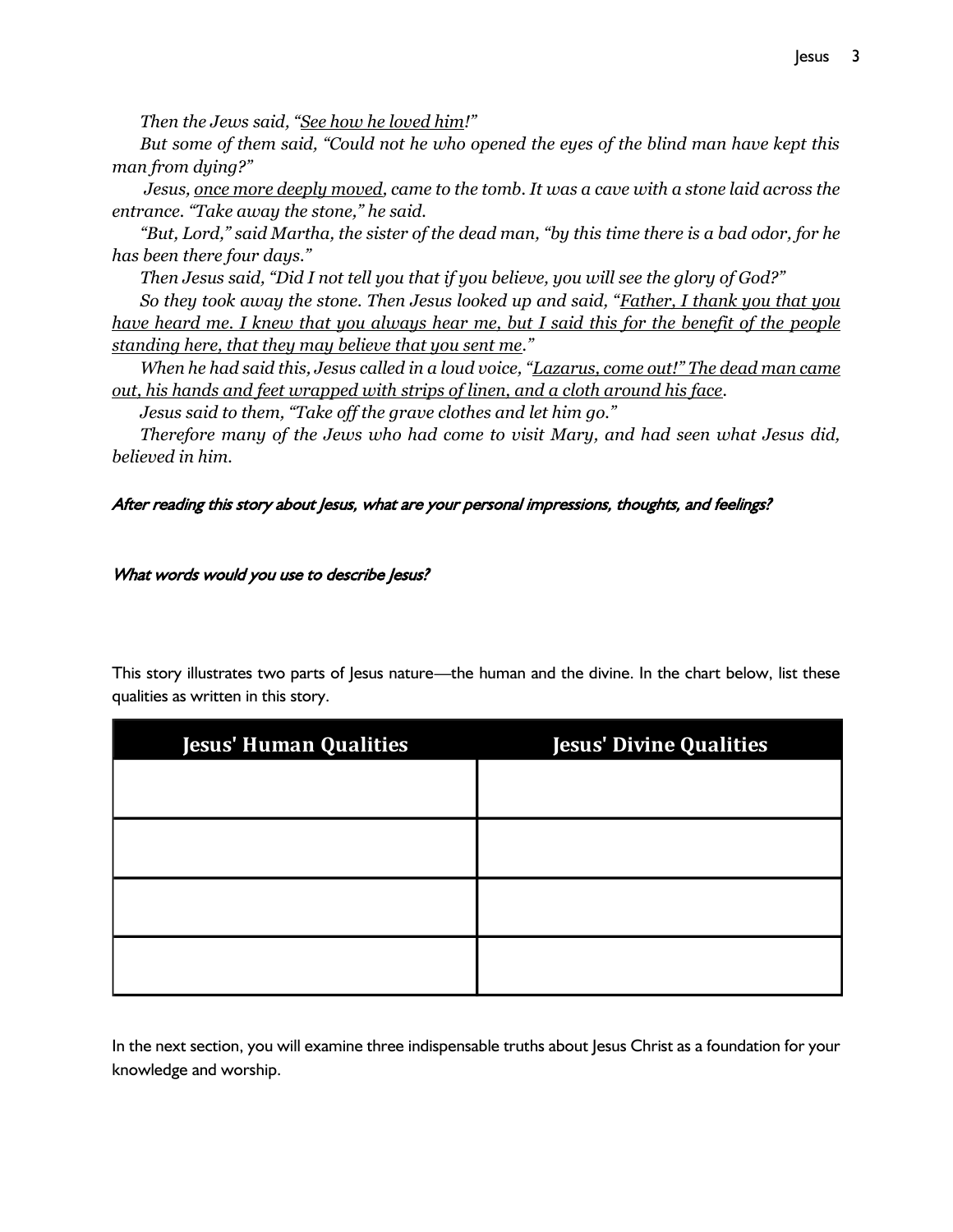*Then the Jews said, "<u>See how he loved him</u>!"*

*But some of them said, "Could not he who opened the eyes of the blind man have kept this man from dying?"*

*Jesus, <u>once more deeply moved</u>, came to the tomb. It was a cave with a stone laid across the entrance. "Take away the stone," he said.*

*"But, Lord," said Martha, the sister of the dead man, "by this time there is a bad odor, for he has been there four days."*

*Then Jesus said, "Did I not tell you that if you believe, you will see the glory of God?"*

*So they took away the stone. Then Jesus looked up and said, "<u>Father, I thank you that you have heard me. I knew that you always hear me, but I said this for the benefit of the people standing here, that they may believe that you sent me</u>."*

*When he had said this, Jesus called in a loud voice, "<u>Lazarus, come out!" The dead man came out, his hands and feet wrapped with strips of linen, and a cloth around his face</u>.*

*Jesus said to them, "Take off the grave clothes and let him go."*

*Therefore many of the Jews who had come to visit Mary, and had seen what Jesus did, believed in him.*

*After reading this story about Jesus, what are your personal impressions, thoughts, and feelings?*

*What words would you use to describe Jesus?*

This story illustrates two parts of Jesus nature—the human and the divine. In the chart below, list these qualities as written in this story.

| Jesus' Human Qualities | Jesus' Divine Qualities |
| --- | --- |
| | |
| | |
| | |
| | |

In the next section, you will examine three indispensable truths about Jesus Christ as a foundation for your knowledge and worship.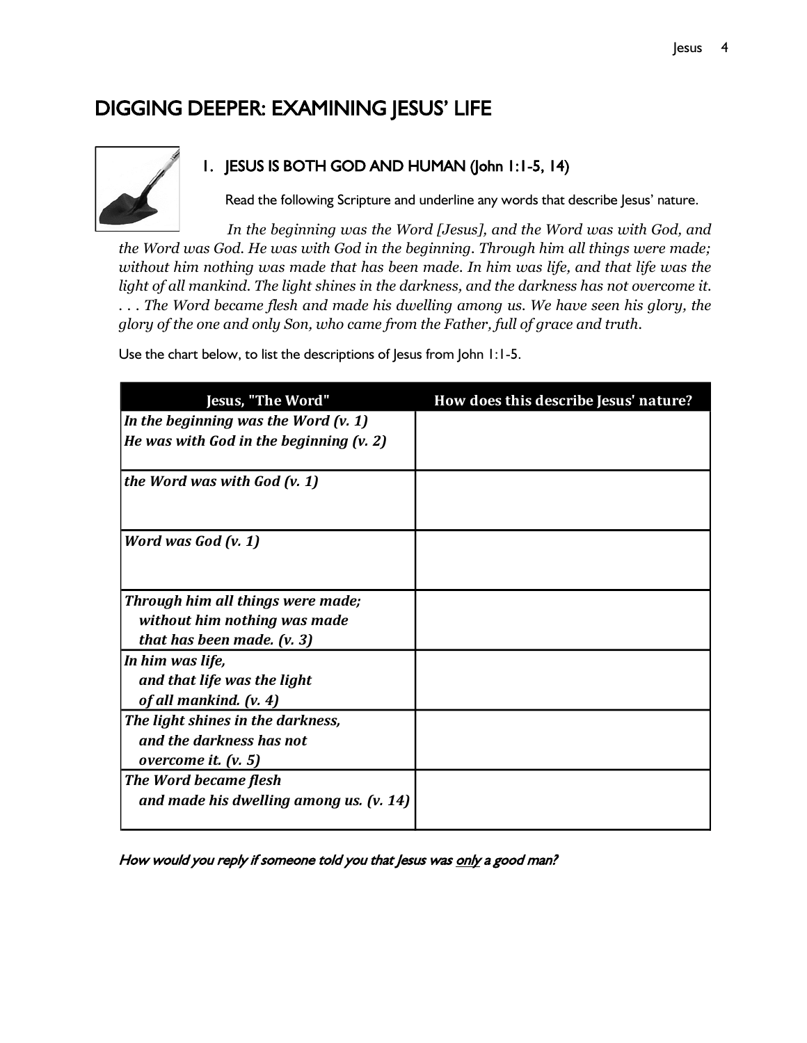# DIGGING DEEPER: EXAMINING JESUS' LIFE

## 1. JESUS IS BOTH GOD AND HUMAN (John 1:1-5, 14)

Read the following Scripture and underline any words that describe Jesus' nature.

*In the beginning was the Word [Jesus], and the Word was with God, and the Word was God. He was with God in the beginning. Through him all things were made; without him nothing was made that has been made. In him was life, and that life was the light of all mankind. The light shines in the darkness, and the darkness has not overcome it. . . . The Word became flesh and made his dwelling among us. We have seen his glory, the glory of the one and only Son, who came from the Father, full of grace and truth.*

Use the chart below, to list the descriptions of Jesus from John 1:1-5.

| Jesus, "The Word" | How does this describe Jesus' nature? |
|---|---|
| ***In the beginning was the Word (v. 1)*** <br> ***He was with God in the beginning (v. 2)*** | |
| ***the Word was with God (v. 1)*** | |
| ***Word was God (v. 1)*** | |
| ***Through him all things were made; without him nothing was made that has been made. (v. 3)*** | |
| ***In him was life, and that life was the light of all mankind. (v. 4)*** | |
| ***The light shines in the darkness, and the darkness has not overcome it. (v. 5)*** | |
| ***The Word became flesh and made his dwelling among us. (v. 14)*** | |

*How would you reply if someone told you that Jesus was only a good man?*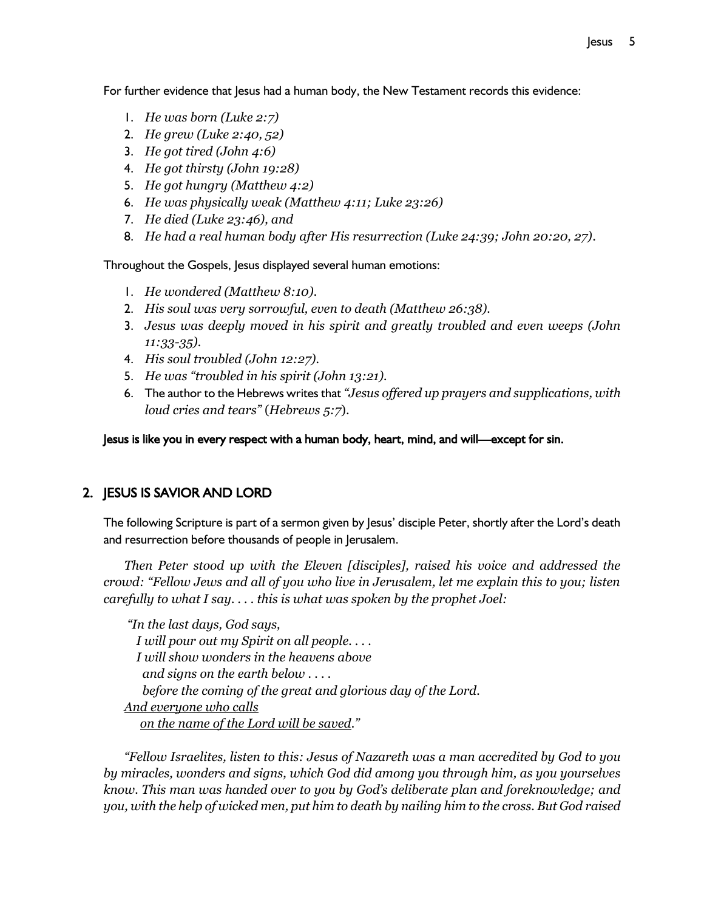For further evidence that Jesus had a human body, the New Testament records this evidence:

1. *He was born (Luke 2:7)*
2. *He grew (Luke 2:40, 52)*
3. *He got tired (John 4:6)*
4. *He got thirsty (John 19:28)*
5. *He got hungry (Matthew 4:2)*
6. *He was physically weak (Matthew 4:11; Luke 23:26)*
7. *He died (Luke 23:46), and*
8. *He had a real human body after His resurrection (Luke 24:39; John 20:20, 27).*

Throughout the Gospels, Jesus displayed several human emotions:

1. *He wondered (Matthew 8:10).*
2. *His soul was very sorrowful, even to death (Matthew 26:38).*
3. *Jesus was deeply moved in his spirit and greatly troubled and even weeps (John 11:33-35).*
4. *His soul troubled (John 12:27).*
5. *He was "troubled in his spirit (John 13:21).*
6. The author to the Hebrews writes that *"Jesus offered up prayers and supplications, with loud cries and tears"* (*Hebrews 5:7*).

**Jesus is like you in every respect with a human body, heart, mind, and will—except for sin.**

## 2. JESUS IS SAVIOR AND LORD

The following Scripture is part of a sermon given by Jesus' disciple Peter, shortly after the Lord's death and resurrection before thousands of people in Jerusalem.

*Then Peter stood up with the Eleven [disciples], raised his voice and addressed the crowd: "Fellow Jews and all of you who live in Jerusalem, let me explain this to you; listen carefully to what I say. . . . this is what was spoken by the prophet Joel:*

*"In the last days, God says,*
*I will pour out my Spirit on all people. . . .*
*I will show wonders in the heavens above*
*and signs on the earth below . . . .*
*before the coming of the great and glorious day of the Lord.*
<u>*And everyone who calls*</u>
<u>*on the name of the Lord will be saved*</u>*."*

*"Fellow Israelites, listen to this: Jesus of Nazareth was a man accredited by God to you by miracles, wonders and signs, which God did among you through him, as you yourselves know. This man was handed over to you by God's deliberate plan and foreknowledge; and you, with the help of wicked men, put him to death by nailing him to the cross. But God raised*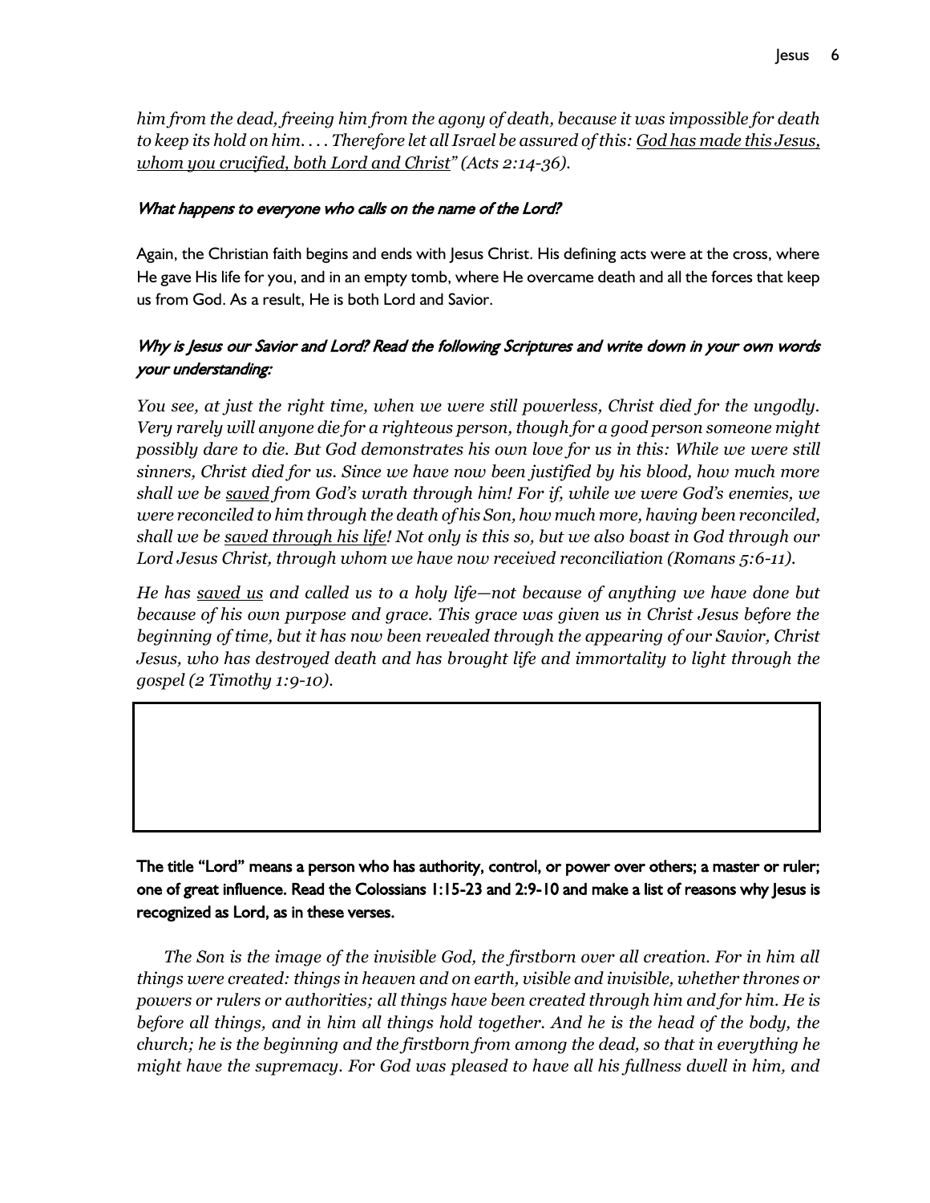*him from the dead, freeing him from the agony of death, because it was impossible for death to keep its hold on him. . . . Therefore let all Israel be assured of this: <u>God has made this Jesus, whom you crucified, both Lord and Christ</u>" (Acts 2:14-36).*

*What happens to everyone who calls on the name of the Lord?*

Again, the Christian faith begins and ends with Jesus Christ. His defining acts were at the cross, where He gave His life for you, and in an empty tomb, where He overcame death and all the forces that keep us from God. As a result, He is both Lord and Savior.

*Why is Jesus our Savior and Lord? Read the following Scriptures and write down in your own words your understanding:*

*You see, at just the right time, when we were still powerless, Christ died for the ungodly. Very rarely will anyone die for a righteous person, though for a good person someone might possibly dare to die. But God demonstrates his own love for us in this: While we were still sinners, Christ died for us. Since we have now been justified by his blood, how much more shall we be <u>saved</u> from God's wrath through him! For if, while we were God's enemies, we were reconciled to him through the death of his Son, how much more, having been reconciled, shall we be <u>saved through his life</u>! Not only is this so, but we also boast in God through our Lord Jesus Christ, through whom we have now received reconciliation (Romans 5:6-11).*

*He has <u>saved us</u> and called us to a holy life—not because of anything we have done but because of his own purpose and grace. This grace was given us in Christ Jesus before the beginning of time, but it has now been revealed through the appearing of our Savior, Christ Jesus, who has destroyed death and has brought life and immortality to light through the gospel (2 Timothy 1:9-10).*

**The title "Lord" means a person who has authority, control, or power over others; a master or ruler; one of great influence. Read the Colossians 1:15-23 and 2:9-10 and make a list of reasons why Jesus is recognized as Lord, as in these verses.**

*The Son is the image of the invisible God, the firstborn over all creation. For in him all things were created: things in heaven and on earth, visible and invisible, whether thrones or powers or rulers or authorities; all things have been created through him and for him. He is before all things, and in him all things hold together. And he is the head of the body, the church; he is the beginning and the firstborn from among the dead, so that in everything he might have the supremacy. For God was pleased to have all his fullness dwell in him, and*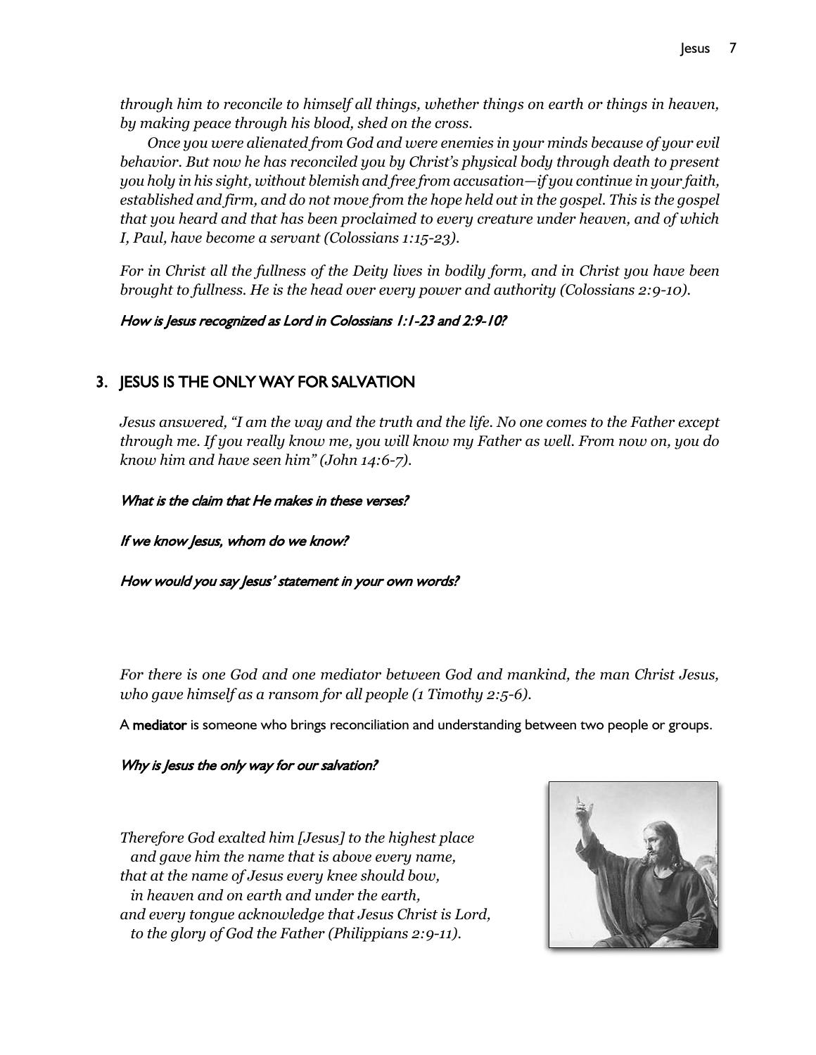*through him to reconcile to himself all things, whether things on earth or things in heaven, by making peace through his blood, shed on the cross.*

*Once you were alienated from God and were enemies in your minds because of your evil behavior. But now he has reconciled you by Christ's physical body through death to present you holy in his sight, without blemish and free from accusation—if you continue in your faith, established and firm, and do not move from the hope held out in the gospel. This is the gospel that you heard and that has been proclaimed to every creature under heaven, and of which I, Paul, have become a servant (Colossians 1:15-23).*

*For in Christ all the fullness of the Deity lives in bodily form, and in Christ you have been brought to fullness. He is the head over every power and authority (Colossians 2:9-10).*

*How is Jesus recognized as Lord in Colossians 1:1-23 and 2:9-10?*

## 3. JESUS IS THE ONLY WAY FOR SALVATION

*Jesus answered, "I am the way and the truth and the life. No one comes to the Father except through me. If you really know me, you will know my Father as well. From now on, you do know him and have seen him" (John 14:6-7).*

*What is the claim that He makes in these verses?*

*If we know Jesus, whom do we know?*

*How would you say Jesus' statement in your own words?*

*For there is one God and one mediator between God and mankind, the man Christ Jesus, who gave himself as a ransom for all people (1 Timothy 2:5-6).*

A **mediator** is someone who brings reconciliation and understanding between two people or groups.

*Why is Jesus the only way for our salvation?*

*Therefore God exalted him [Jesus] to the highest place*
*and gave him the name that is above every name,*
*that at the name of Jesus every knee should bow,*
*in heaven and on earth and under the earth,*
*and every tongue acknowledge that Jesus Christ is Lord,*
*to the glory of God the Father (Philippians 2:9-11).*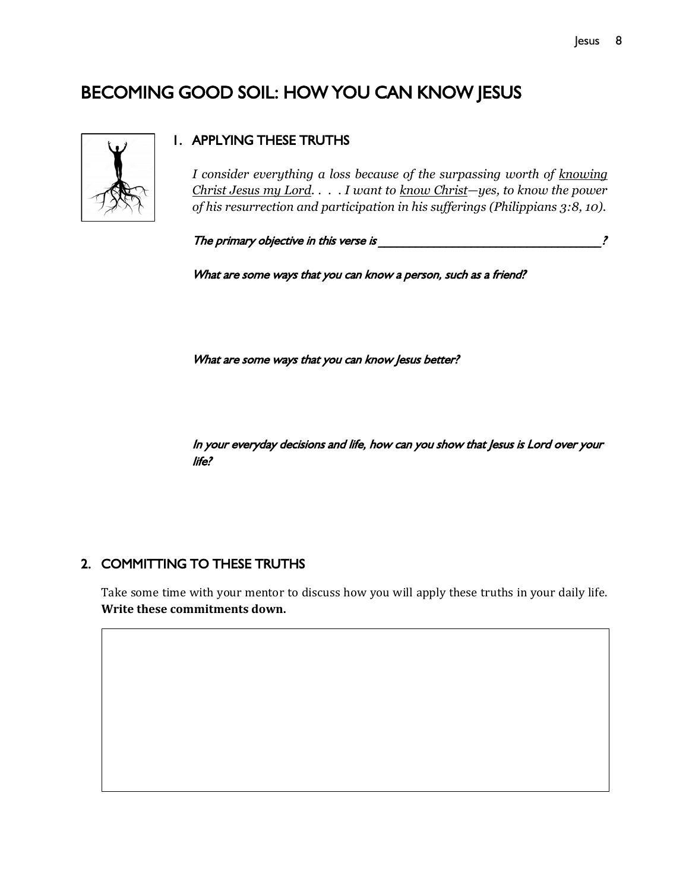# BECOMING GOOD SOIL: HOW YOU CAN KNOW JESUS

## 1. APPLYING THESE TRUTHS

*I consider everything a loss because of the surpassing worth of knowing Christ Jesus my Lord. . . . I want to know Christ—yes, to know the power of his resurrection and participation in his sufferings (Philippians 3:8, 10).*

*The primary objective in this verse is ________________________________?*

*What are some ways that you can know a person, such as a friend?*

*What are some ways that you can know Jesus better?*

*In your everyday decisions and life, how can you show that Jesus is Lord over your life?*

## 2. COMMITTING TO THESE TRUTHS

Take some time with your mentor to discuss how you will apply these truths in your daily life. **Write these commitments down.**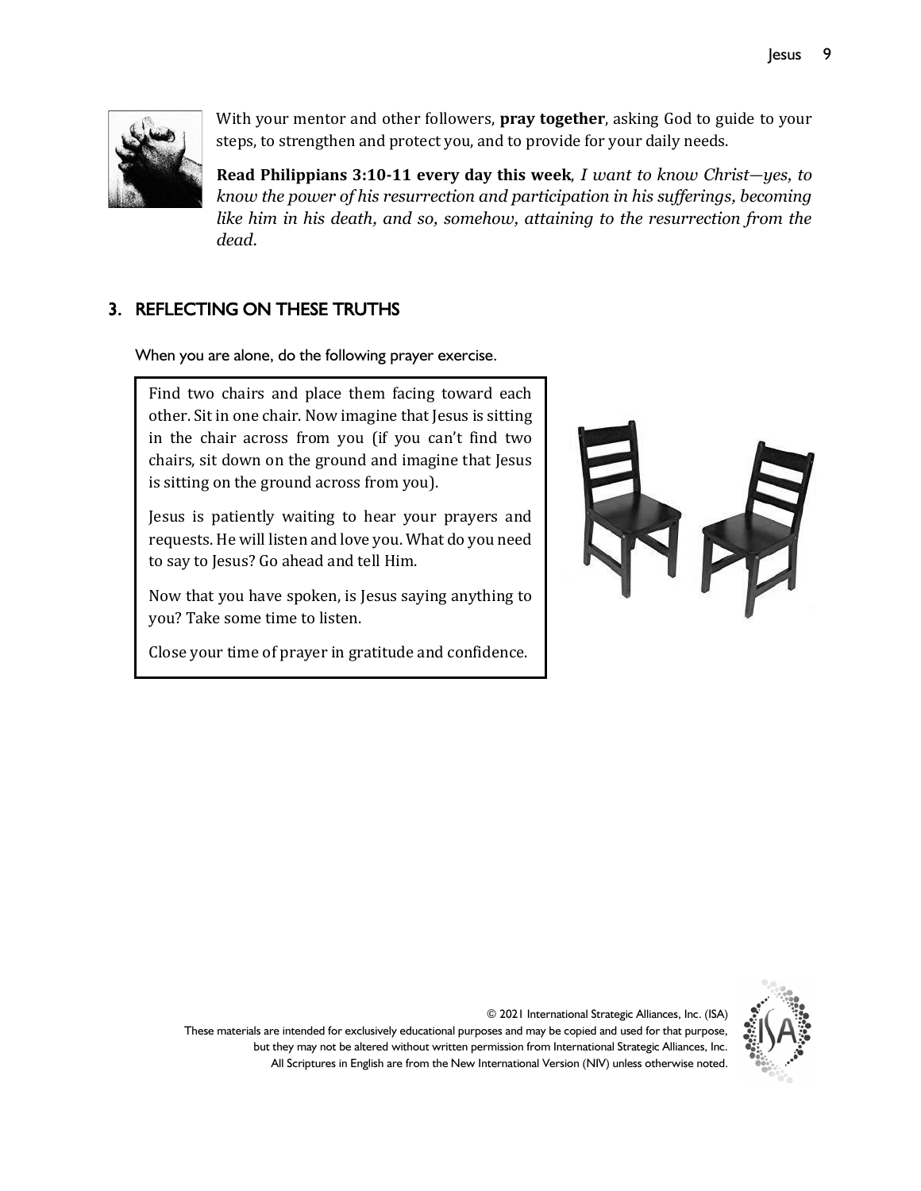With your mentor and other followers, **pray together**, asking God to guide to your steps, to strengthen and protect you, and to provide for your daily needs.

**Read Philippians 3:10-11 every day this week**, *I want to know Christ—yes, to know the power of his resurrection and participation in his sufferings, becoming like him in his death, and so, somehow, attaining to the resurrection from the dead.*

## 3. REFLECTING ON THESE TRUTHS

When you are alone, do the following prayer exercise.

Find two chairs and place them facing toward each other. Sit in one chair. Now imagine that Jesus is sitting in the chair across from you (if you can't find two chairs, sit down on the ground and imagine that Jesus is sitting on the ground across from you).

Jesus is patiently waiting to hear your prayers and requests. He will listen and love you. What do you need to say to Jesus? Go ahead and tell Him.

Now that you have spoken, is Jesus saying anything to you? Take some time to listen.

Close your time of prayer in gratitude and confidence.

© 2021 International Strategic Alliances, Inc. (ISA)
These materials are intended for exclusively educational purposes and may be copied and used for that purpose, but they may not be altered without written permission from International Strategic Alliances, Inc.
All Scriptures in English are from the New International Version (NIV) unless otherwise noted.